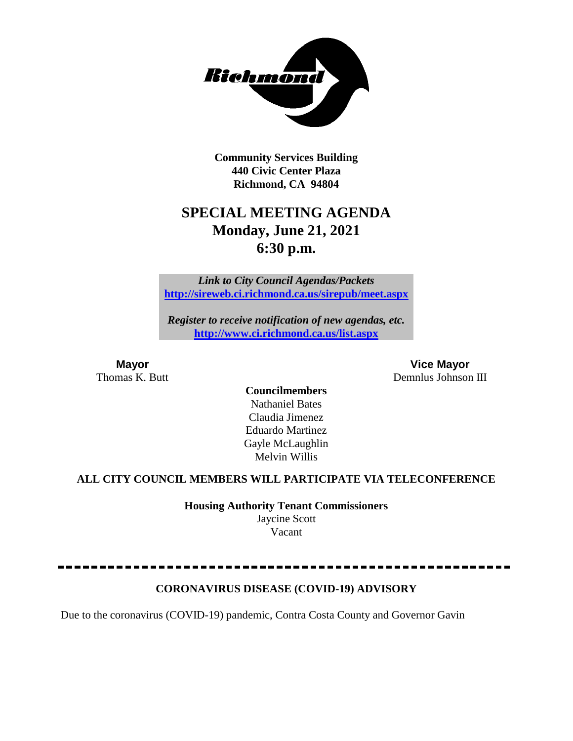Richmond

**Community Services Building**
**440 Civic Center Plaza**
**Richmond, CA 94804**

# SPECIAL MEETING AGENDA
## Monday, June 21, 2021
## 6:30 p.m.

*Link to City Council Agendas/Packets*
**http://sireweb.ci.richmond.ca.us/sirepub/meet.aspx**

*Register to receive notification of new agendas, etc.*
**http://www.ci.richmond.ca.us/list.aspx**

**Mayor**
Thomas K. Butt

**Vice Mayor**
Demnlus Johnson III

**Councilmembers**
Nathaniel Bates
Claudia Jimenez
Eduardo Martinez
Gayle McLaughlin
Melvin Willis

**ALL CITY COUNCIL MEMBERS WILL PARTICIPATE VIA TELECONFERENCE**

**Housing Authority Tenant Commissioners**
Jaycine Scott
Vacant

---

**CORONAVIRUS DISEASE (COVID-19) ADVISORY**

Due to the coronavirus (COVID-19) pandemic, Contra Costa County and Governor Gavin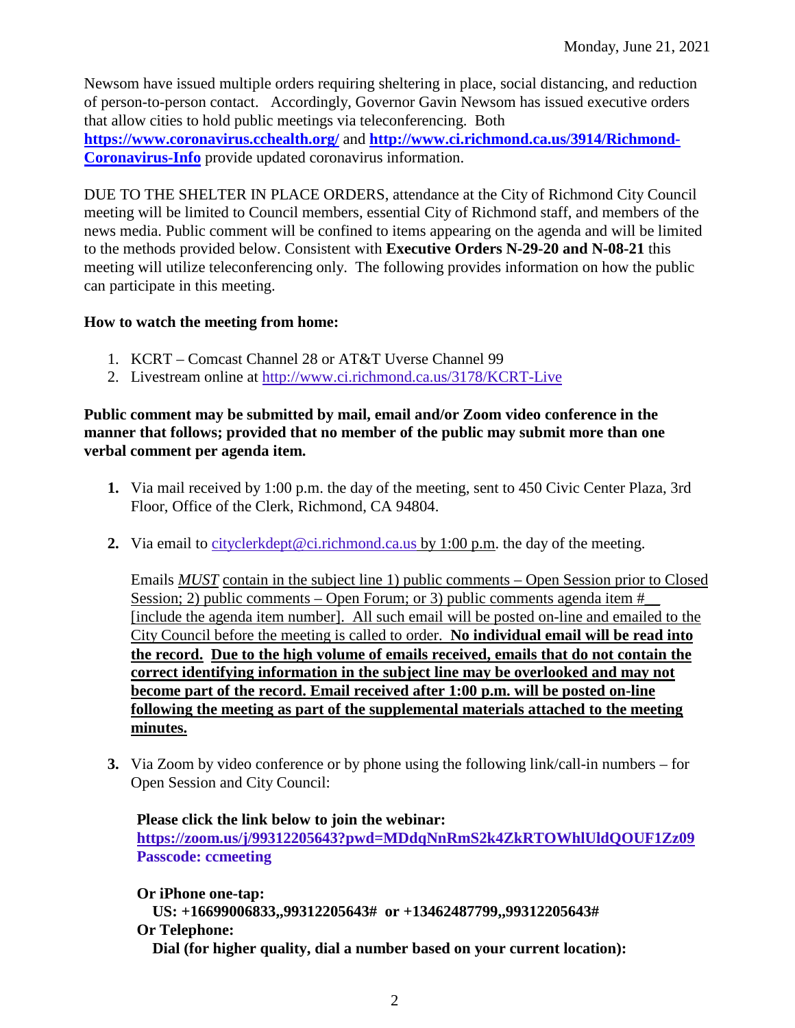Newsom have issued multiple orders requiring sheltering in place, social distancing, and reduction of person-to-person contact. Accordingly, Governor Gavin Newsom has issued executive orders that allow cities to hold public meetings via teleconferencing. Both **https://www.coronavirus.cchealth.org/** and **http://www.ci.richmond.ca.us/3914/Richmond-Coronavirus-Info** provide updated coronavirus information.

DUE TO THE SHELTER IN PLACE ORDERS, attendance at the City of Richmond City Council meeting will be limited to Council members, essential City of Richmond staff, and members of the news media. Public comment will be confined to items appearing on the agenda and will be limited to the methods provided below. Consistent with **Executive Orders N-29-20 and N-08-21** this meeting will utilize teleconferencing only. The following provides information on how the public can participate in this meeting.

**How to watch the meeting from home:**

1. KCRT – Comcast Channel 28 or AT&T Uverse Channel 99
2. Livestream online at http://www.ci.richmond.ca.us/3178/KCRT-Live

**Public comment may be submitted by mail, email and/or Zoom video conference in the manner that follows; provided that no member of the public may submit more than one verbal comment per agenda item.**

1. Via mail received by 1:00 p.m. the day of the meeting, sent to 450 Civic Center Plaza, 3rd Floor, Office of the Clerk, Richmond, CA 94804.

2. Via email to cityclerkdept@ci.richmond.ca.us by 1:00 p.m. the day of the meeting.

   Emails ***MUST*** contain in the subject line 1) public comments – Open Session prior to Closed Session; 2) public comments – Open Forum; or 3) public comments agenda item #__ [include the agenda item number]. All such email will be posted on-line and emailed to the City Council before the meeting is called to order. **No individual email will be read into the record. Due to the high volume of emails received, emails that do not contain the correct identifying information in the subject line may be overlooked and may not become part of the record. Email received after 1:00 p.m. will be posted on-line following the meeting as part of the supplemental materials attached to the meeting minutes.**

3. Via Zoom by video conference or by phone using the following link/call-in numbers – for Open Session and City Council:

   **Please click the link below to join the webinar:**
   **https://zoom.us/j/99312205643?pwd=MDdqNnRmS2k4ZkRTOWhlUldQOUF1Zz09**
   **Passcode: ccmeeting**

   **Or iPhone one-tap:**
   **US: +16699006833,,99312205643# or +13462487799,,99312205643#**
   **Or Telephone:**
   **Dial (for higher quality, dial a number based on your current location):**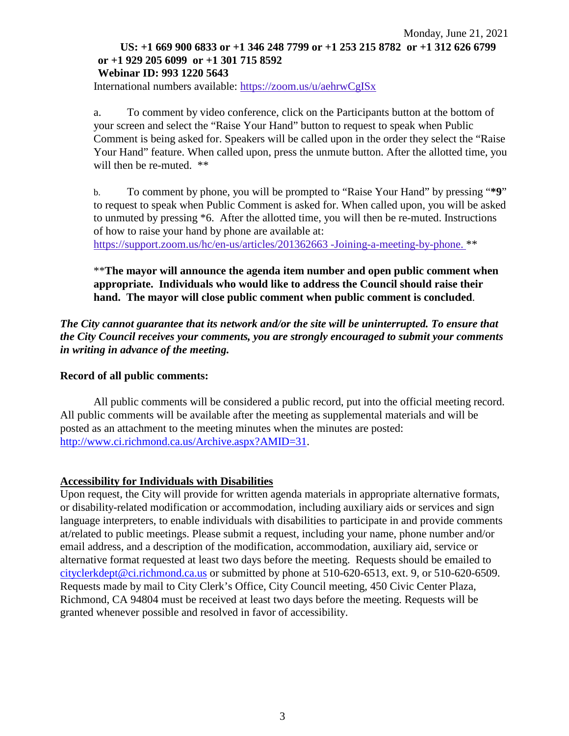Monday, June 21, 2021

**US: +1 669 900 6833 or +1 346 248 7799 or +1 253 215 8782 or +1 312 626 6799 or +1 929 205 6099 or +1 301 715 8592**
**Webinar ID: 993 1220 5643**

International numbers available: https://zoom.us/u/aehrwCgISx

a. To comment by video conference, click on the Participants button at the bottom of your screen and select the "Raise Your Hand" button to request to speak when Public Comment is being asked for. Speakers will be called upon in the order they select the "Raise Your Hand" feature. When called upon, press the unmute button. After the allotted time, you will then be re-muted. **

b. To comment by phone, you will be prompted to "Raise Your Hand" by pressing "***9**" to request to speak when Public Comment is asked for. When called upon, you will be asked to unmuted by pressing *6. After the allotted time, you will then be re-muted. Instructions of how to raise your hand by phone are available at: https://support.zoom.us/hc/en-us/articles/201362663 -Joining-a-meeting-by-phone. **

****The mayor will announce the agenda item number and open public comment when appropriate. Individuals who would like to address the Council should raise their hand. The mayor will close public comment when public comment is concluded**.

***The City cannot guarantee that its network and/or the site will be uninterrupted. To ensure that the City Council receives your comments, you are strongly encouraged to submit your comments in writing in advance of the meeting.***

**Record of all public comments:**

All public comments will be considered a public record, put into the official meeting record. All public comments will be available after the meeting as supplemental materials and will be posted as an attachment to the meeting minutes when the minutes are posted: http://www.ci.richmond.ca.us/Archive.aspx?AMID=31.

**Accessibility for Individuals with Disabilities**

Upon request, the City will provide for written agenda materials in appropriate alternative formats, or disability-related modification or accommodation, including auxiliary aids or services and sign language interpreters, to enable individuals with disabilities to participate in and provide comments at/related to public meetings. Please submit a request, including your name, phone number and/or email address, and a description of the modification, accommodation, auxiliary aid, service or alternative format requested at least two days before the meeting. Requests should be emailed to cityclerkdept@ci.richmond.ca.us or submitted by phone at 510-620-6513, ext. 9, or 510-620-6509. Requests made by mail to City Clerk's Office, City Council meeting, 450 Civic Center Plaza, Richmond, CA 94804 must be received at least two days before the meeting. Requests will be granted whenever possible and resolved in favor of accessibility.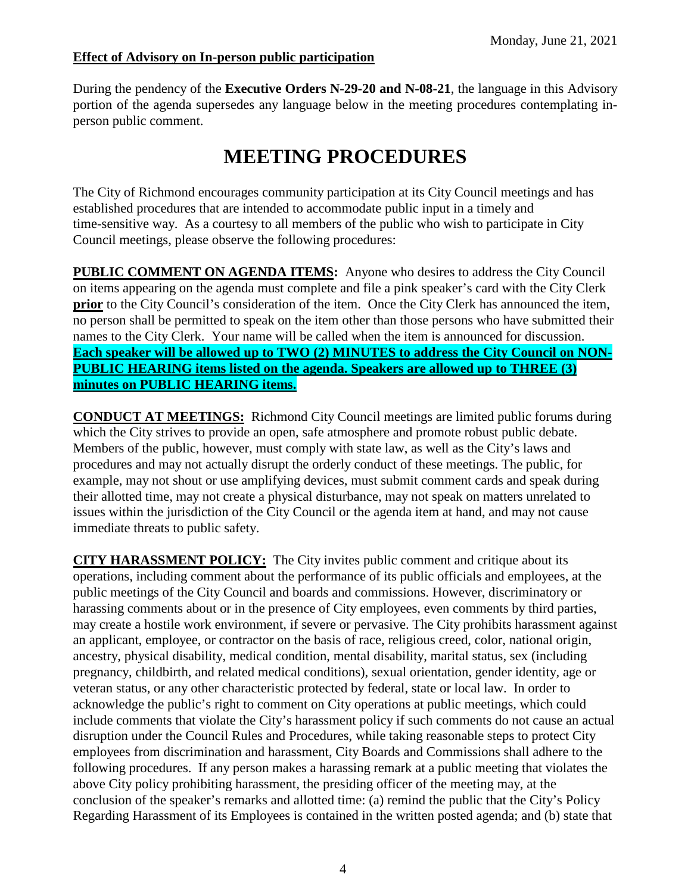**Effect of Advisory on In-person public participation**

During the pendency of the **Executive Orders N-29-20 and N-08-21**, the language in this Advisory portion of the agenda supersedes any language below in the meeting procedures contemplating in-person public comment.

# MEETING PROCEDURES

The City of Richmond encourages community participation at its City Council meetings and has established procedures that are intended to accommodate public input in a timely and time-sensitive way. As a courtesy to all members of the public who wish to participate in City Council meetings, please observe the following procedures:

**PUBLIC COMMENT ON AGENDA ITEMS:** Anyone who desires to address the City Council on items appearing on the agenda must complete and file a pink speaker's card with the City Clerk **prior** to the City Council's consideration of the item. Once the City Clerk has announced the item, no person shall be permitted to speak on the item other than those persons who have submitted their names to the City Clerk. Your name will be called when the item is announced for discussion. **Each speaker will be allowed up to TWO (2) MINUTES to address the City Council on NON-PUBLIC HEARING items listed on the agenda. Speakers are allowed up to THREE (3) minutes on PUBLIC HEARING items.**

**CONDUCT AT MEETINGS:** Richmond City Council meetings are limited public forums during which the City strives to provide an open, safe atmosphere and promote robust public debate. Members of the public, however, must comply with state law, as well as the City's laws and procedures and may not actually disrupt the orderly conduct of these meetings. The public, for example, may not shout or use amplifying devices, must submit comment cards and speak during their allotted time, may not create a physical disturbance, may not speak on matters unrelated to issues within the jurisdiction of the City Council or the agenda item at hand, and may not cause immediate threats to public safety.

**CITY HARASSMENT POLICY:** The City invites public comment and critique about its operations, including comment about the performance of its public officials and employees, at the public meetings of the City Council and boards and commissions. However, discriminatory or harassing comments about or in the presence of City employees, even comments by third parties, may create a hostile work environment, if severe or pervasive. The City prohibits harassment against an applicant, employee, or contractor on the basis of race, religious creed, color, national origin, ancestry, physical disability, medical condition, mental disability, marital status, sex (including pregnancy, childbirth, and related medical conditions), sexual orientation, gender identity, age or veteran status, or any other characteristic protected by federal, state or local law. In order to acknowledge the public's right to comment on City operations at public meetings, which could include comments that violate the City's harassment policy if such comments do not cause an actual disruption under the Council Rules and Procedures, while taking reasonable steps to protect City employees from discrimination and harassment, City Boards and Commissions shall adhere to the following procedures. If any person makes a harassing remark at a public meeting that violates the above City policy prohibiting harassment, the presiding officer of the meeting may, at the conclusion of the speaker's remarks and allotted time: (a) remind the public that the City's Policy Regarding Harassment of its Employees is contained in the written posted agenda; and (b) state that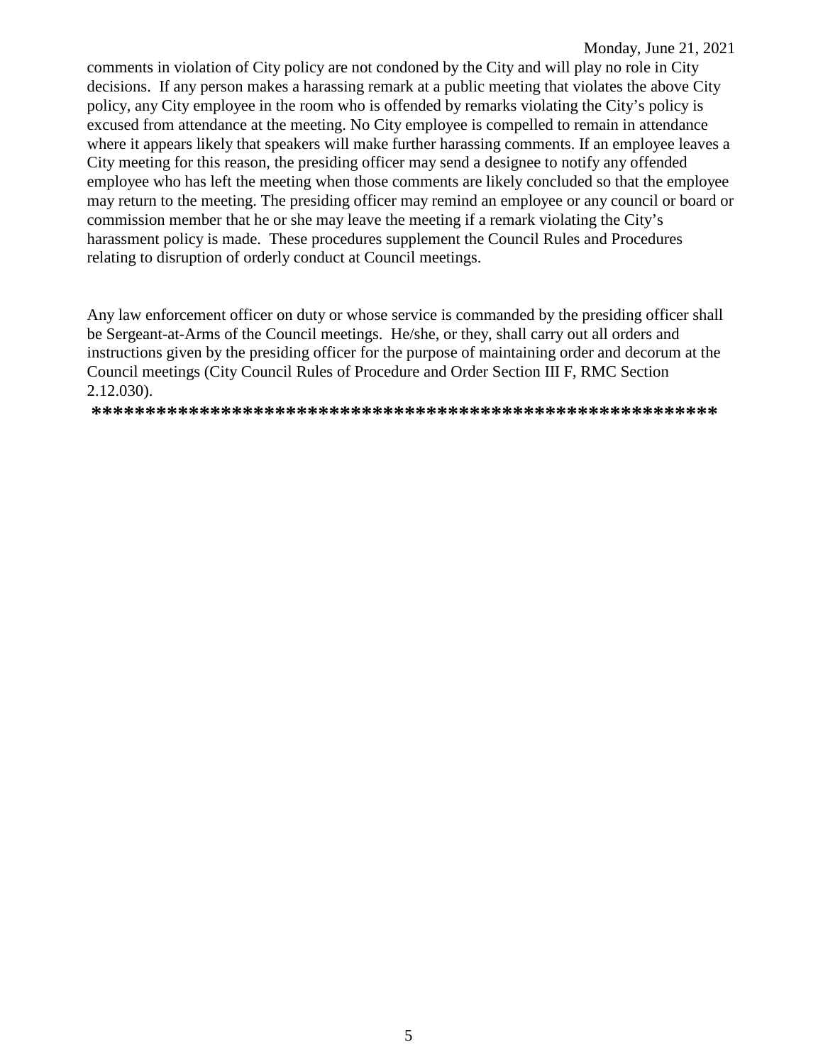comments in violation of City policy are not condoned by the City and will play no role in City decisions. If any person makes a harassing remark at a public meeting that violates the above City policy, any City employee in the room who is offended by remarks violating the City's policy is excused from attendance at the meeting. No City employee is compelled to remain in attendance where it appears likely that speakers will make further harassing comments. If an employee leaves a City meeting for this reason, the presiding officer may send a designee to notify any offended employee who has left the meeting when those comments are likely concluded so that the employee may return to the meeting. The presiding officer may remind an employee or any council or board or commission member that he or she may leave the meeting if a remark violating the City's harassment policy is made. These procedures supplement the Council Rules and Procedures relating to disruption of orderly conduct at Council meetings.

Any law enforcement officer on duty or whose service is commanded by the presiding officer shall be Sergeant-at-Arms of the Council meetings. He/she, or they, shall carry out all orders and instructions given by the presiding officer for the purpose of maintaining order and decorum at the Council meetings (City Council Rules of Procedure and Order Section III F, RMC Section 2.12.030).

**\*\*\*\*\*\*\*\*\*\*\*\*\*\*\*\*\*\*\*\*\*\*\*\*\*\*\*\*\*\*\*\*\*\*\*\*\*\*\*\*\*\*\*\*\*\*\*\*\*\*\*\*\*\*\*\*\*\***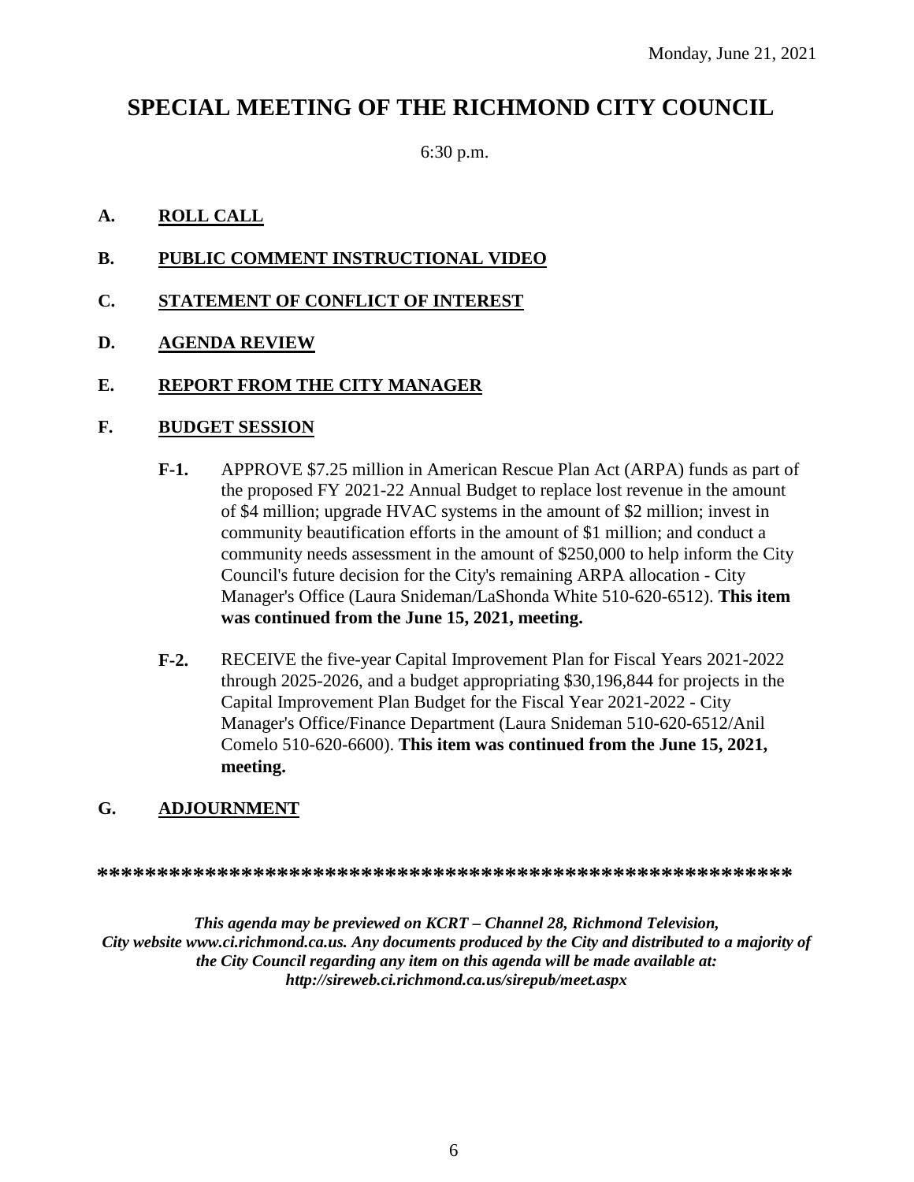Monday, June 21, 2021

# SPECIAL MEETING OF THE RICHMOND CITY COUNCIL

6:30 p.m.

**A. ROLL CALL**

**B. PUBLIC COMMENT INSTRUCTIONAL VIDEO**

**C. STATEMENT OF CONFLICT OF INTEREST**

**D. AGENDA REVIEW**

**E. REPORT FROM THE CITY MANAGER**

**F. BUDGET SESSION**

**F-1.** APPROVE $7.25 million in American Rescue Plan Act (ARPA) funds as part of the proposed FY 2021-22 Annual Budget to replace lost revenue in the amount of $4 million; upgrade HVAC systems in the amount of $2 million; invest in community beautification efforts in the amount of $1 million; and conduct a community needs assessment in the amount of $250,000 to help inform the City Council's future decision for the City's remaining ARPA allocation - City Manager's Office (Laura Snideman/LaShonda White 510-620-6512). **This item was continued from the June 15, 2021, meeting.**

**F-2.** RECEIVE the five-year Capital Improvement Plan for Fiscal Years 2021-2022 through 2025-2026, and a budget appropriating $30,196,844 for projects in the Capital Improvement Plan Budget for the Fiscal Year 2021-2022 - City Manager's Office/Finance Department (Laura Snideman 510-620-6512/Anil Comelo 510-620-6600). **This item was continued from the June 15, 2021, meeting.**

**G. ADJOURNMENT**

**************************************************************

***This agenda may be previewed on KCRT – Channel 28, Richmond Television, City website www.ci.richmond.ca.us. Any documents produced by the City and distributed to a majority of the City Council regarding any item on this agenda will be made available at: http://sireweb.ci.richmond.ca.us/sirepub/meet.aspx***